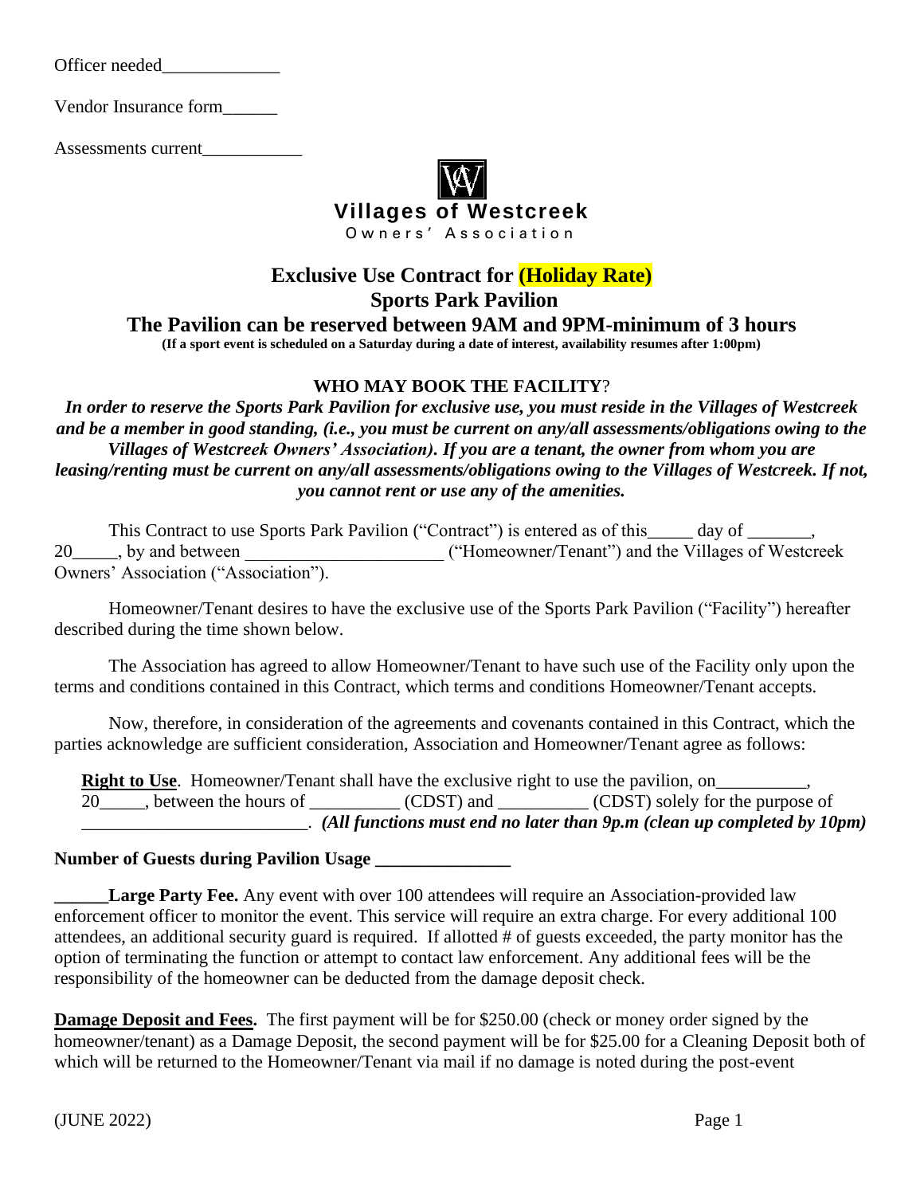Officer needed_____________

Vendor Insurance form______

Assessments current___________

**Villages of Westcreek**
Owners' Association

# Exclusive Use Contract for (Holiday Rate)

## Sports Park Pavilion

## The Pavilion can be reserved between 9AM and 9PM-minimum of 3 hours

**(If a sport event is scheduled on a Saturday during a date of interest, availability resumes after 1:00pm)**

**WHO MAY BOOK THE FACILITY?**

***In order to reserve the Sports Park Pavilion for exclusive use, you must reside in the Villages of Westcreek and be a member in good standing, (i.e., you must be current on any/all assessments/obligations owing to the Villages of Westcreek Owners' Association). If you are a tenant, the owner from whom you are leasing/renting must be current on any/all assessments/obligations owing to the Villages of Westcreek. If not, you cannot rent or use any of the amenities.***

This Contract to use Sports Park Pavilion ("Contract") is entered as of this_____ day of _______, 20_____, by and between ______________________ ("Homeowner/Tenant") and the Villages of Westcreek Owners' Association ("Association").

Homeowner/Tenant desires to have the exclusive use of the Sports Park Pavilion ("Facility") hereafter described during the time shown below.

The Association has agreed to allow Homeowner/Tenant to have such use of the Facility only upon the terms and conditions contained in this Contract, which terms and conditions Homeowner/Tenant accepts.

Now, therefore, in consideration of the agreements and covenants contained in this Contract, which the parties acknowledge are sufficient consideration, Association and Homeowner/Tenant agree as follows:

**Right to Use**. Homeowner/Tenant shall have the exclusive right to use the pavilion, on__________, 20_____, between the hours of __________ (CDST) and __________ (CDST) solely for the purpose of _________________________. ***(All functions must end no later than 9p.m (clean up completed by 10pm)***

**Number of Guests during Pavilion Usage _______________**

______**Large Party Fee.** Any event with over 100 attendees will require an Association-provided law enforcement officer to monitor the event. This service will require an extra charge. For every additional 100 attendees, an additional security guard is required. If allotted # of guests exceeded, the party monitor has the option of terminating the function or attempt to contact law enforcement. Any additional fees will be the responsibility of the homeowner can be deducted from the damage deposit check.

**Damage Deposit and Fees.** The first payment will be for $250.00 (check or money order signed by the homeowner/tenant) as a Damage Deposit, the second payment will be for $25.00 for a Cleaning Deposit both of which will be returned to the Homeowner/Tenant via mail if no damage is noted during the post-event

(JUNE 2022)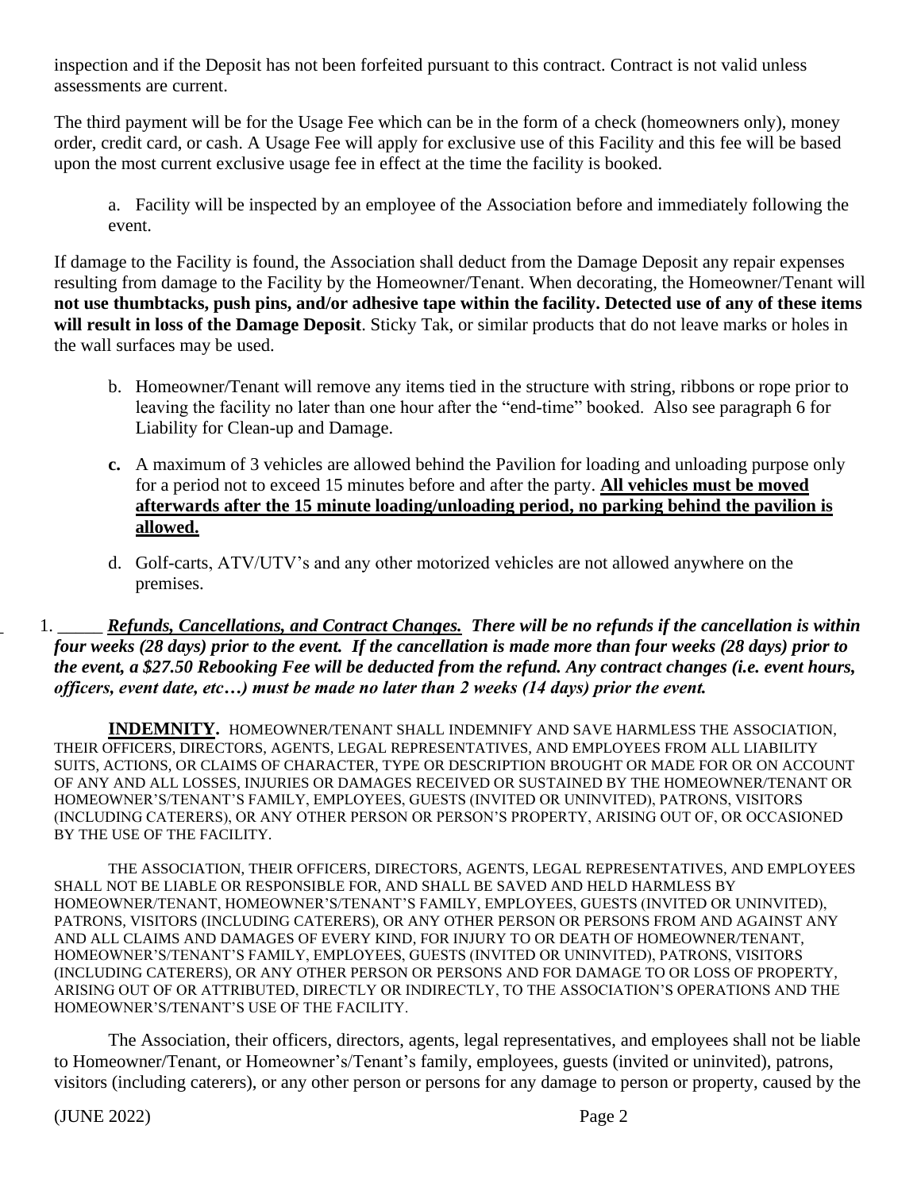inspection and if the Deposit has not been forfeited pursuant to this contract. Contract is not valid unless assessments are current.

The third payment will be for the Usage Fee which can be in the form of a check (homeowners only), money order, credit card, or cash. A Usage Fee will apply for exclusive use of this Facility and this fee will be based upon the most current exclusive usage fee in effect at the time the facility is booked.

a. Facility will be inspected by an employee of the Association before and immediately following the event.

If damage to the Facility is found, the Association shall deduct from the Damage Deposit any repair expenses resulting from damage to the Facility by the Homeowner/Tenant. When decorating, the Homeowner/Tenant will **not use thumbtacks, push pins, and/or adhesive tape within the facility. Detected use of any of these items will result in loss of the Damage Deposit**. Sticky Tak, or similar products that do not leave marks or holes in the wall surfaces may be used.

b. Homeowner/Tenant will remove any items tied in the structure with string, ribbons or rope prior to leaving the facility no later than one hour after the "end-time" booked. Also see paragraph 6 for Liability for Clean-up and Damage.

**c.** A maximum of 3 vehicles are allowed behind the Pavilion for loading and unloading purpose only for a period not to exceed 15 minutes before and after the party. **<u>All vehicles must be moved afterwards after the 15 minute loading/unloading period, no parking behind the pavilion is allowed.</u>**

d. Golf-carts, ATV/UTV's and any other motorized vehicles are not allowed anywhere on the premises.

1. _____ ***<u>Refunds, Cancellations, and Contract Changes.</u> There will be no refunds if the cancellation is within four weeks (28 days) prior to the event. If the cancellation is made more than four weeks (28 days) prior to the event, a $27.50 Rebooking Fee will be deducted from the refund. Any contract changes (i.e. event hours, officers, event date, etc…) must be made no later than 2 weeks (14 days) prior the event.***

**<u>INDEMNITY</u>.** HOMEOWNER/TENANT SHALL INDEMNIFY AND SAVE HARMLESS THE ASSOCIATION, THEIR OFFICERS, DIRECTORS, AGENTS, LEGAL REPRESENTATIVES, AND EMPLOYEES FROM ALL LIABILITY SUITS, ACTIONS, OR CLAIMS OF CHARACTER, TYPE OR DESCRIPTION BROUGHT OR MADE FOR OR ON ACCOUNT OF ANY AND ALL LOSSES, INJURIES OR DAMAGES RECEIVED OR SUSTAINED BY THE HOMEOWNER/TENANT OR HOMEOWNER'S/TENANT'S FAMILY, EMPLOYEES, GUESTS (INVITED OR UNINVITED), PATRONS, VISITORS (INCLUDING CATERERS), OR ANY OTHER PERSON OR PERSON'S PROPERTY, ARISING OUT OF, OR OCCASIONED BY THE USE OF THE FACILITY.

THE ASSOCIATION, THEIR OFFICERS, DIRECTORS, AGENTS, LEGAL REPRESENTATIVES, AND EMPLOYEES SHALL NOT BE LIABLE OR RESPONSIBLE FOR, AND SHALL BE SAVED AND HELD HARMLESS BY HOMEOWNER/TENANT, HOMEOWNER'S/TENANT'S FAMILY, EMPLOYEES, GUESTS (INVITED OR UNINVITED), PATRONS, VISITORS (INCLUDING CATERERS), OR ANY OTHER PERSON OR PERSONS FROM AND AGAINST ANY AND ALL CLAIMS AND DAMAGES OF EVERY KIND, FOR INJURY TO OR DEATH OF HOMEOWNER/TENANT, HOMEOWNER'S/TENANT'S FAMILY, EMPLOYEES, GUESTS (INVITED OR UNINVITED), PATRONS, VISITORS (INCLUDING CATERERS), OR ANY OTHER PERSON OR PERSONS AND FOR DAMAGE TO OR LOSS OF PROPERTY, ARISING OUT OF OR ATTRIBUTED, DIRECTLY OR INDIRECTLY, TO THE ASSOCIATION'S OPERATIONS AND THE HOMEOWNER'S/TENANT'S USE OF THE FACILITY.

The Association, their officers, directors, agents, legal representatives, and employees shall not be liable to Homeowner/Tenant, or Homeowner's/Tenant's family, employees, guests (invited or uninvited), patrons, visitors (including caterers), or any other person or persons for any damage to person or property, caused by the

(JUNE 2022)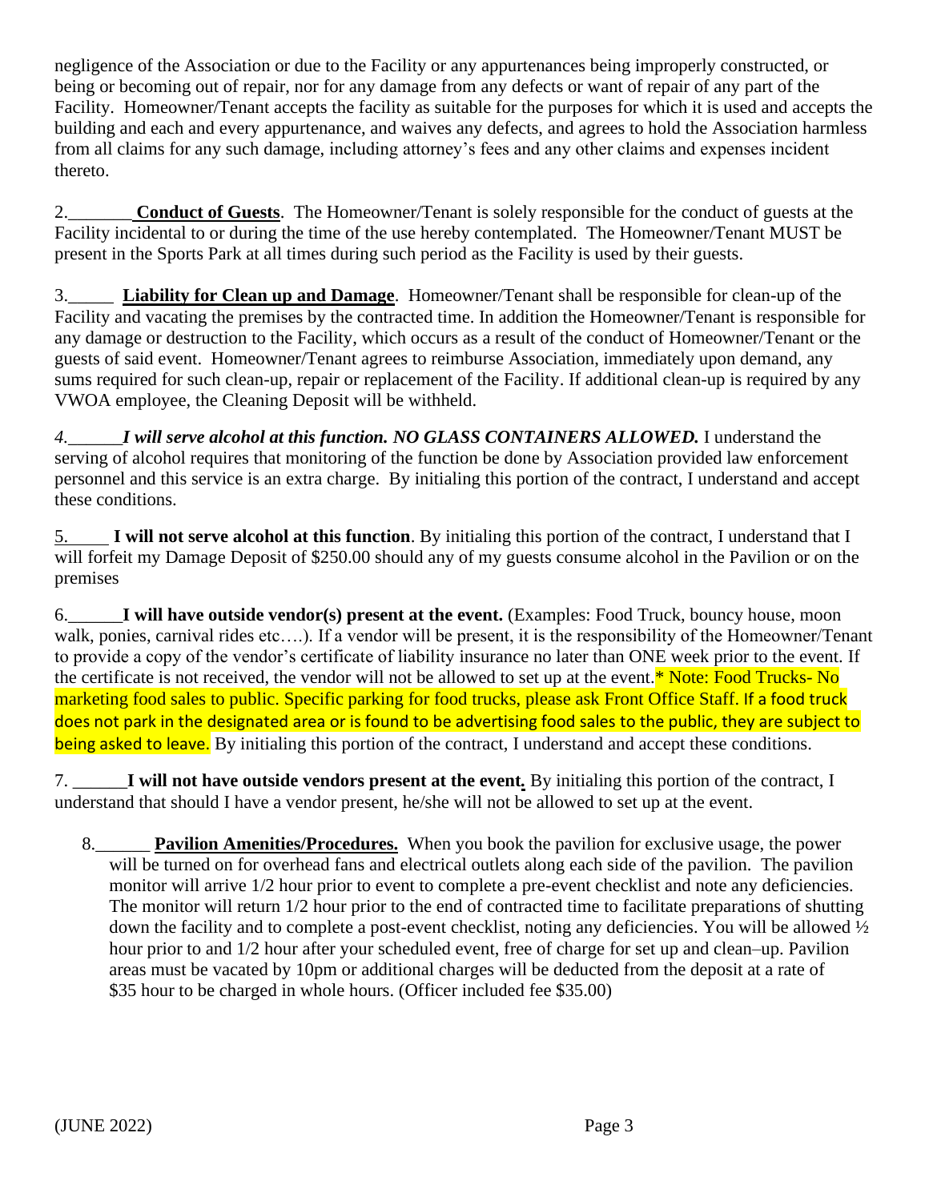negligence of the Association or due to the Facility or any appurtenances being improperly constructed, or being or becoming out of repair, nor for any damage from any defects or want of repair of any part of the Facility. Homeowner/Tenant accepts the facility as suitable for the purposes for which it is used and accepts the building and each and every appurtenance, and waives any defects, and agrees to hold the Association harmless from all claims for any such damage, including attorney's fees and any other claims and expenses incident thereto.

2._______ **Conduct of Guests**. The Homeowner/Tenant is solely responsible for the conduct of guests at the Facility incidental to or during the time of the use hereby contemplated. The Homeowner/Tenant MUST be present in the Sports Park at all times during such period as the Facility is used by their guests.

3._____ **Liability for Clean up and Damage**. Homeowner/Tenant shall be responsible for clean-up of the Facility and vacating the premises by the contracted time. In addition the Homeowner/Tenant is responsible for any damage or destruction to the Facility, which occurs as a result of the conduct of Homeowner/Tenant or the guests of said event. Homeowner/Tenant agrees to reimburse Association, immediately upon demand, any sums required for such clean-up, repair or replacement of the Facility. If additional clean-up is required by any VWOA employee, the Cleaning Deposit will be withheld.

*4.______**I will serve alcohol at this function. NO GLASS CONTAINERS ALLOWED.*** I understand the serving of alcohol requires that monitoring of the function be done by Association provided law enforcement personnel and this service is an extra charge. By initialing this portion of the contract, I understand and accept these conditions.

5._____ **I will not serve alcohol at this function**. By initialing this portion of the contract, I understand that I will forfeit my Damage Deposit of $250.00 should any of my guests consume alcohol in the Pavilion or on the premises

6.______**I will have outside vendor(s) present at the event.** (Examples: Food Truck, bouncy house, moon walk, ponies, carnival rides etc….). If a vendor will be present, it is the responsibility of the Homeowner/Tenant to provide a copy of the vendor's certificate of liability insurance no later than ONE week prior to the event. If the certificate is not received, the vendor will not be allowed to set up at the event.* Note: Food Trucks- No marketing food sales to public. Specific parking for food trucks, please ask Front Office Staff. If a food truck does not park in the designated area or is found to be advertising food sales to the public, they are subject to being asked to leave. By initialing this portion of the contract, I understand and accept these conditions.

7. ______**I will not have outside vendors present at the event.** By initialing this portion of the contract, I understand that should I have a vendor present, he/she will not be allowed to set up at the event.

8.______ **Pavilion Amenities/Procedures.** When you book the pavilion for exclusive usage, the power will be turned on for overhead fans and electrical outlets along each side of the pavilion. The pavilion monitor will arrive 1/2 hour prior to event to complete a pre-event checklist and note any deficiencies. The monitor will return 1/2 hour prior to the end of contracted time to facilitate preparations of shutting down the facility and to complete a post-event checklist, noting any deficiencies. You will be allowed ½ hour prior to and 1/2 hour after your scheduled event, free of charge for set up and clean–up. Pavilion areas must be vacated by 10pm or additional charges will be deducted from the deposit at a rate of $35 hour to be charged in whole hours. (Officer included fee $35.00)

(JUNE 2022)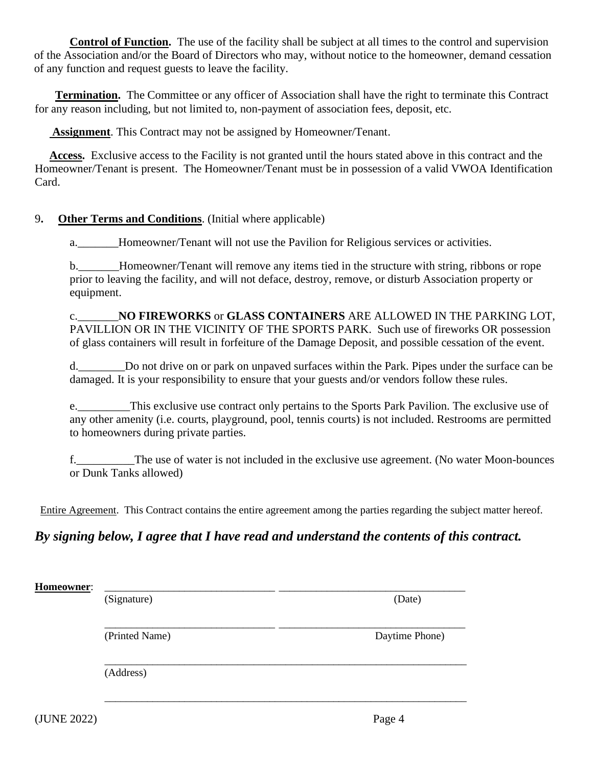**Control of Function.** The use of the facility shall be subject at all times to the control and supervision of the Association and/or the Board of Directors who may, without notice to the homeowner, demand cessation of any function and request guests to leave the facility.

**Termination.** The Committee or any officer of Association shall have the right to terminate this Contract for any reason including, but not limited to, non-payment of association fees, deposit, etc.

**Assignment**. This Contract may not be assigned by Homeowner/Tenant.

**Access.** Exclusive access to the Facility is not granted until the hours stated above in this contract and the Homeowner/Tenant is present. The Homeowner/Tenant must be in possession of a valid VWOA Identification Card.

9. **Other Terms and Conditions**. (Initial where applicable)

a._______Homeowner/Tenant will not use the Pavilion for Religious services or activities.

b._______Homeowner/Tenant will remove any items tied in the structure with string, ribbons or rope prior to leaving the facility, and will not deface, destroy, remove, or disturb Association property or equipment.

c._______**NO FIREWORKS** or **GLASS CONTAINERS** ARE ALLOWED IN THE PARKING LOT, PAVILLION OR IN THE VICINITY OF THE SPORTS PARK. Such use of fireworks OR possession of glass containers will result in forfeiture of the Damage Deposit, and possible cessation of the event.

d.________Do not drive on or park on unpaved surfaces within the Park. Pipes under the surface can be damaged. It is your responsibility to ensure that your guests and/or vendors follow these rules.

e._________This exclusive use contract only pertains to the Sports Park Pavilion. The exclusive use of any other amenity (i.e. courts, playground, pool, tennis courts) is not included. Restrooms are permitted to homeowners during private parties.

f.__________The use of water is not included in the exclusive use agreement. (No water Moon-bounces or Dunk Tanks allowed)

Entire Agreement. This Contract contains the entire agreement among the parties regarding the subject matter hereof.

***By signing below, I agree that I have read and understand the contents of this contract.***

**Homeowner**: ________________________________ ________________________________
(Signature) (Date)

________________________________ ________________________________
(Printed Name) Daytime Phone)

__________________________________________________________________
(Address)

__________________________________________________________________

(JUNE 2022)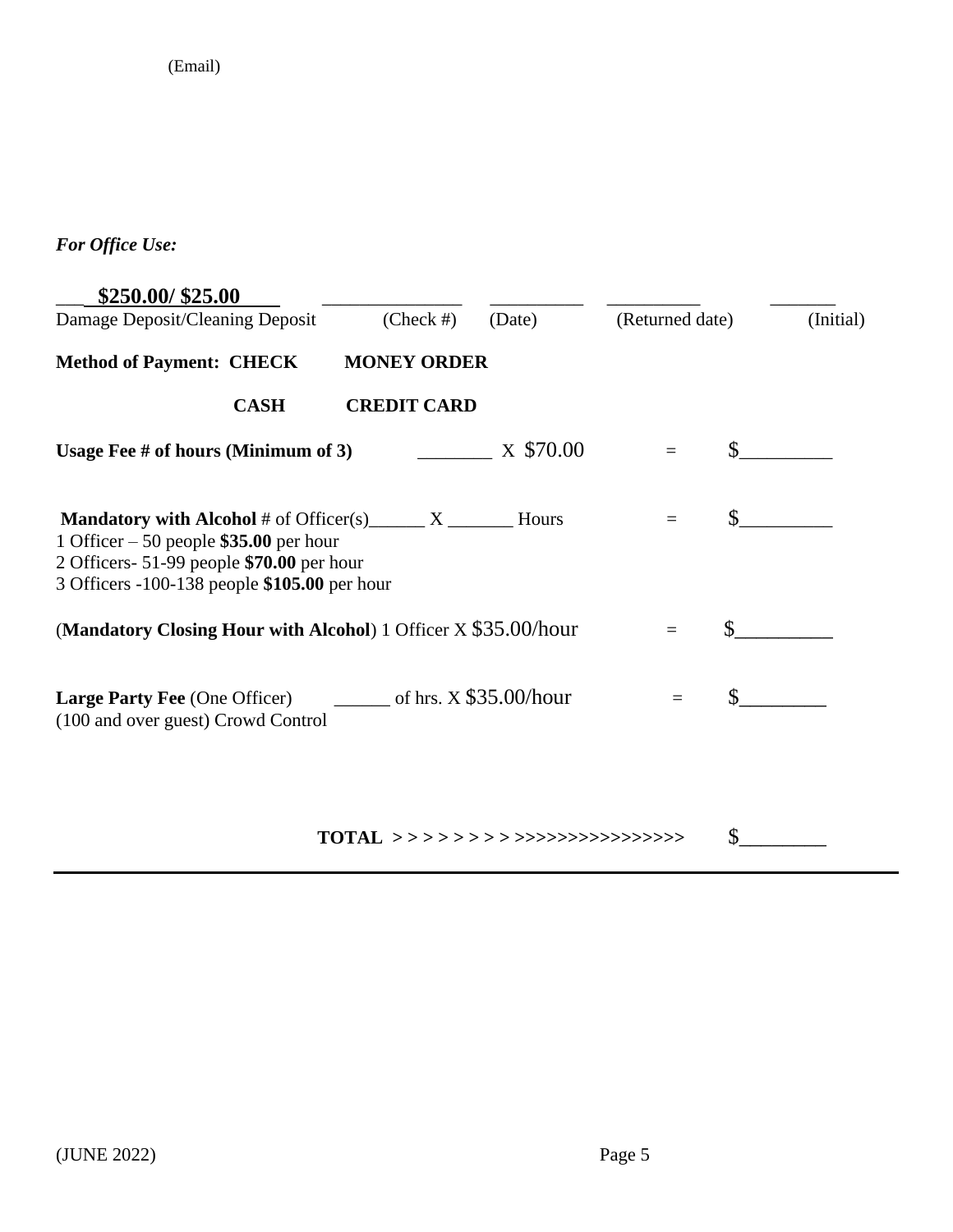(Email)

*For Office Use:*

| | | | | |
|---|---|---|---|---|
| **\$250.00/ \$25.00** | ____________ | _________ | _________ | _______ |
| Damage Deposit/Cleaning Deposit | (Check #) | (Date) | (Returned date) | (Initial) |

**Method of Payment: CHECK** **MONEY ORDER**

**CASH** **CREDIT CARD**

**Usage Fee # of hours (Minimum of 3)** _______ X \$70.00 = \$_________

**Mandatory with Alcohol** # of Officer(s)______ X _______ Hours = \$_________
1 Officer – 50 people **\$35.00** per hour
2 Officers- 51-99 people **\$70.00** per hour
3 Officers -100-138 people **\$105.00** per hour

(**Mandatory Closing Hour with Alcohol**) 1 Officer X \$35.00/hour = \$_________

**Large Party Fee** (One Officer) ______ of hrs. X \$35.00/hour = \$________
(100 and over guest) Crowd Control

**TOTAL** > > > > > > > > >>>>>>>>>>>>>>>>> \$________

---

(JUNE 2022)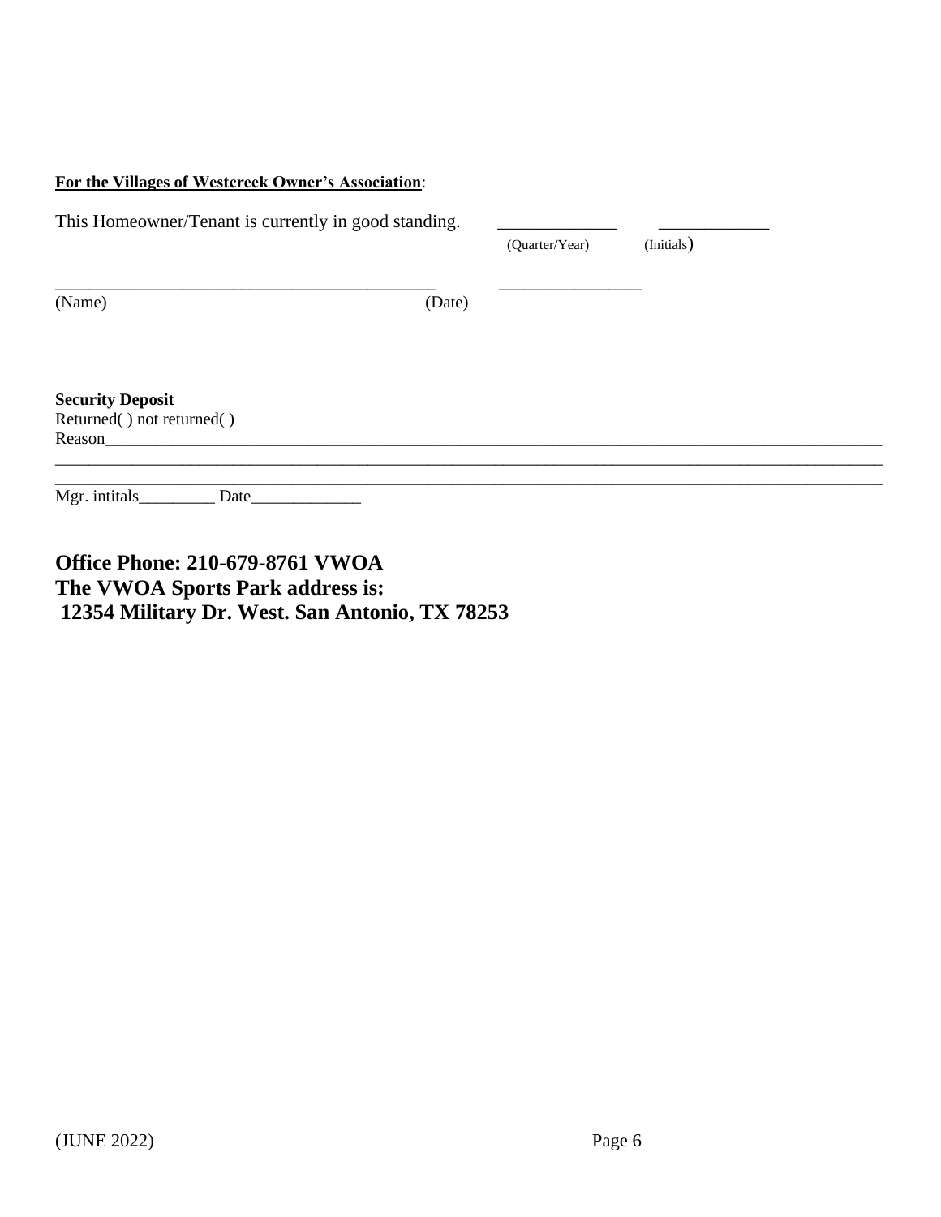**For the Villages of Westcreek Owner's Association**:

This Homeowner/Tenant is currently in good standing. _____________ ____________
(Quarter/Year) (Initials)

_____________________________________________ ________________
(Name) (Date)

**Security Deposit**
Returned( ) not returned( )
Reason_______________________________________________________________________________________________
_____________________________________________________________________________________________________
_____________________________________________________________________________________________________
Mgr. intitals_________ Date_____________

**Office Phone: 210-679-8761 VWOA**
**The VWOA Sports Park address is:**
**12354 Military Dr. West. San Antonio, TX 78253**

(JUNE 2022)